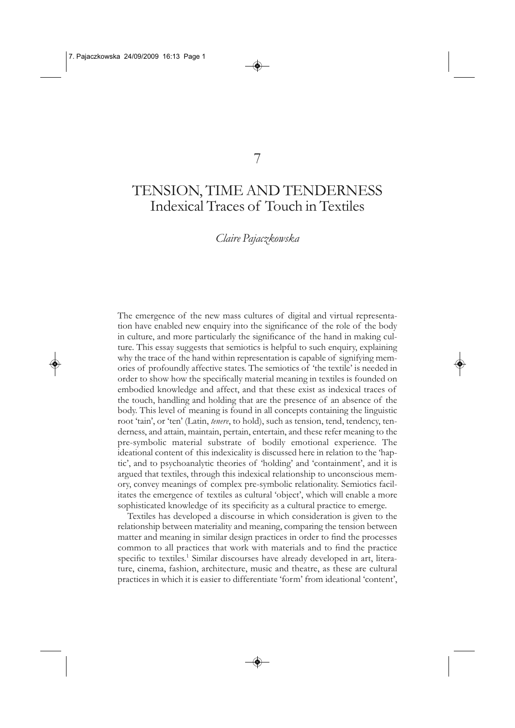7

# TENSION, TIME AND TENDERNESS
## Indexical Traces of Touch in Textiles

*Claire Pajaczkowska*

The emergence of the new mass cultures of digital and virtual representation have enabled new enquiry into the significance of the role of the body in culture, and more particularly the significance of the hand in making culture. This essay suggests that semiotics is helpful to such enquiry, explaining why the trace of the hand within representation is capable of signifying memories of profoundly affective states. The semiotics of 'the textile' is needed in order to show how the specifically material meaning in textiles is founded on embodied knowledge and affect, and that these exist as indexical traces of the touch, handling and holding that are the presence of an absence of the body. This level of meaning is found in all concepts containing the linguistic root 'tain', or 'ten' (Latin, *tenere*, to hold), such as tension, tend, tendency, tenderness, and attain, maintain, pertain, entertain, and these refer meaning to the pre-symbolic material substrate of bodily emotional experience. The ideational content of this indexicality is discussed here in relation to the 'haptic', and to psychoanalytic theories of 'holding' and 'containment', and it is argued that textiles, through this indexical relationship to unconscious memory, convey meanings of complex pre-symbolic relationality. Semiotics facilitates the emergence of textiles as cultural 'object', which will enable a more sophisticated knowledge of its specificity as a cultural practice to emerge.

Textiles has developed a discourse in which consideration is given to the relationship between materiality and meaning, comparing the tension between matter and meaning in similar design practices in order to find the processes common to all practices that work with materials and to find the practice specific to textiles.[1] Similar discourses have already developed in art, literature, cinema, fashion, architecture, music and theatre, as these are cultural practices in which it is easier to differentiate 'form' from ideational 'content',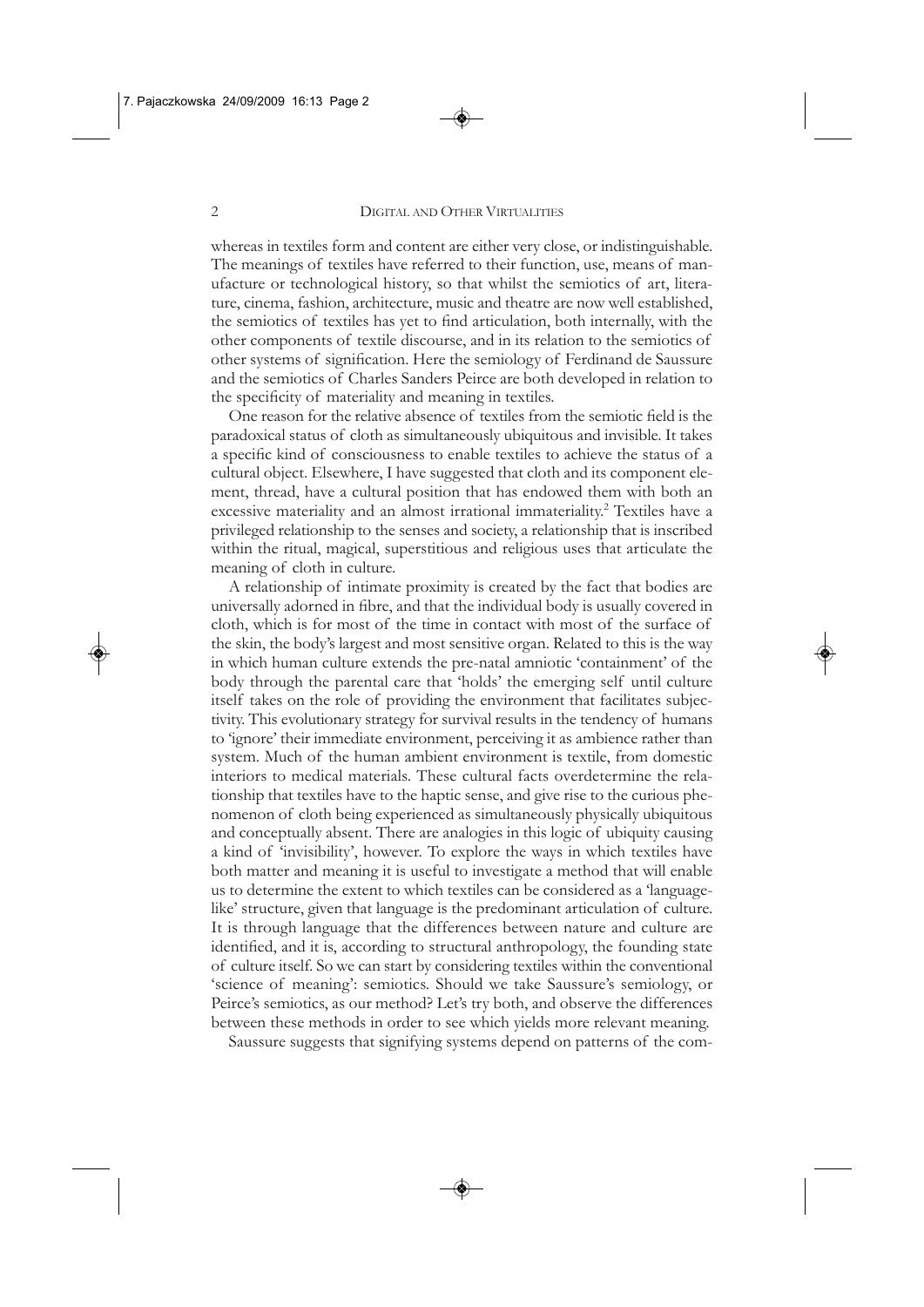whereas in textiles form and content are either very close, or indistinguishable. The meanings of textiles have referred to their function, use, means of manufacture or technological history, so that whilst the semiotics of art, literature, cinema, fashion, architecture, music and theatre are now well established, the semiotics of textiles has yet to find articulation, both internally, with the other components of textile discourse, and in its relation to the semiotics of other systems of signification. Here the semiology of Ferdinand de Saussure and the semiotics of Charles Sanders Peirce are both developed in relation to the specificity of materiality and meaning in textiles.

One reason for the relative absence of textiles from the semiotic field is the paradoxical status of cloth as simultaneously ubiquitous and invisible. It takes a specific kind of consciousness to enable textiles to achieve the status of a cultural object. Elsewhere, I have suggested that cloth and its component element, thread, have a cultural position that has endowed them with both an excessive materiality and an almost irrational immateriality.[2] Textiles have a privileged relationship to the senses and society, a relationship that is inscribed within the ritual, magical, superstitious and religious uses that articulate the meaning of cloth in culture.

A relationship of intimate proximity is created by the fact that bodies are universally adorned in fibre, and that the individual body is usually covered in cloth, which is for most of the time in contact with most of the surface of the skin, the body's largest and most sensitive organ. Related to this is the way in which human culture extends the pre-natal amniotic 'containment' of the body through the parental care that 'holds' the emerging self until culture itself takes on the role of providing the environment that facilitates subjectivity. This evolutionary strategy for survival results in the tendency of humans to 'ignore' their immediate environment, perceiving it as ambience rather than system. Much of the human ambient environment is textile, from domestic interiors to medical materials. These cultural facts overdetermine the relationship that textiles have to the haptic sense, and give rise to the curious phenomenon of cloth being experienced as simultaneously physically ubiquitous and conceptually absent. There are analogies in this logic of ubiquity causing a kind of 'invisibility', however. To explore the ways in which textiles have both matter and meaning it is useful to investigate a method that will enable us to determine the extent to which textiles can be considered as a 'language-like' structure, given that language is the predominant articulation of culture. It is through language that the differences between nature and culture are identified, and it is, according to structural anthropology, the founding state of culture itself. So we can start by considering textiles within the conventional 'science of meaning': semiotics. Should we take Saussure's semiology, or Peirce's semiotics, as our method? Let's try both, and observe the differences between these methods in order to see which yields more relevant meaning.

Saussure suggests that signifying systems depend on patterns of the com-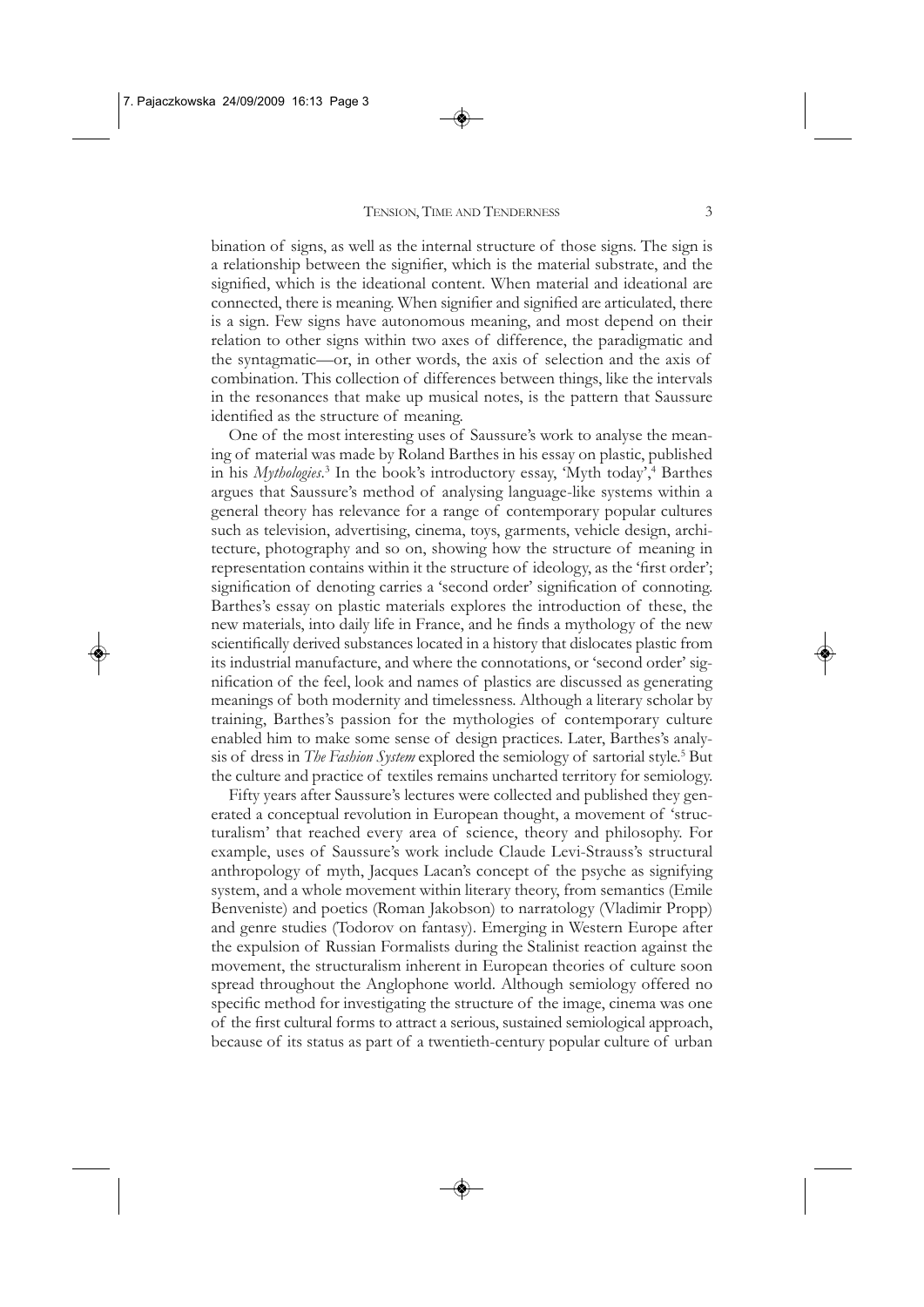bination of signs, as well as the internal structure of those signs. The sign is a relationship between the signifier, which is the material substrate, and the signified, which is the ideational content. When material and ideational are connected, there is meaning. When signifier and signified are articulated, there is a sign. Few signs have autonomous meaning, and most depend on their relation to other signs within two axes of difference, the paradigmatic and the syntagmatic—or, in other words, the axis of selection and the axis of combination. This collection of differences between things, like the intervals in the resonances that make up musical notes, is the pattern that Saussure identified as the structure of meaning.

One of the most interesting uses of Saussure's work to analyse the meaning of material was made by Roland Barthes in his essay on plastic, published in his *Mythologies*.[3] In the book's introductory essay, 'Myth today',[4] Barthes argues that Saussure's method of analysing language-like systems within a general theory has relevance for a range of contemporary popular cultures such as television, advertising, cinema, toys, garments, vehicle design, architecture, photography and so on, showing how the structure of meaning in representation contains within it the structure of ideology, as the 'first order'; signification of denoting carries a 'second order' signification of connoting. Barthes's essay on plastic materials explores the introduction of these, the new materials, into daily life in France, and he finds a mythology of the new scientifically derived substances located in a history that dislocates plastic from its industrial manufacture, and where the connotations, or 'second order' signification of the feel, look and names of plastics are discussed as generating meanings of both modernity and timelessness. Although a literary scholar by training, Barthes's passion for the mythologies of contemporary culture enabled him to make some sense of design practices. Later, Barthes's analysis of dress in *The Fashion System* explored the semiology of sartorial style.[5] But the culture and practice of textiles remains uncharted territory for semiology.

Fifty years after Saussure's lectures were collected and published they generated a conceptual revolution in European thought, a movement of 'structuralism' that reached every area of science, theory and philosophy. For example, uses of Saussure's work include Claude Levi-Strauss's structural anthropology of myth, Jacques Lacan's concept of the psyche as signifying system, and a whole movement within literary theory, from semantics (Emile Benveniste) and poetics (Roman Jakobson) to narratology (Vladimir Propp) and genre studies (Todorov on fantasy). Emerging in Western Europe after the expulsion of Russian Formalists during the Stalinist reaction against the movement, the structuralism inherent in European theories of culture soon spread throughout the Anglophone world. Although semiology offered no specific method for investigating the structure of the image, cinema was one of the first cultural forms to attract a serious, sustained semiological approach, because of its status as part of a twentieth-century popular culture of urban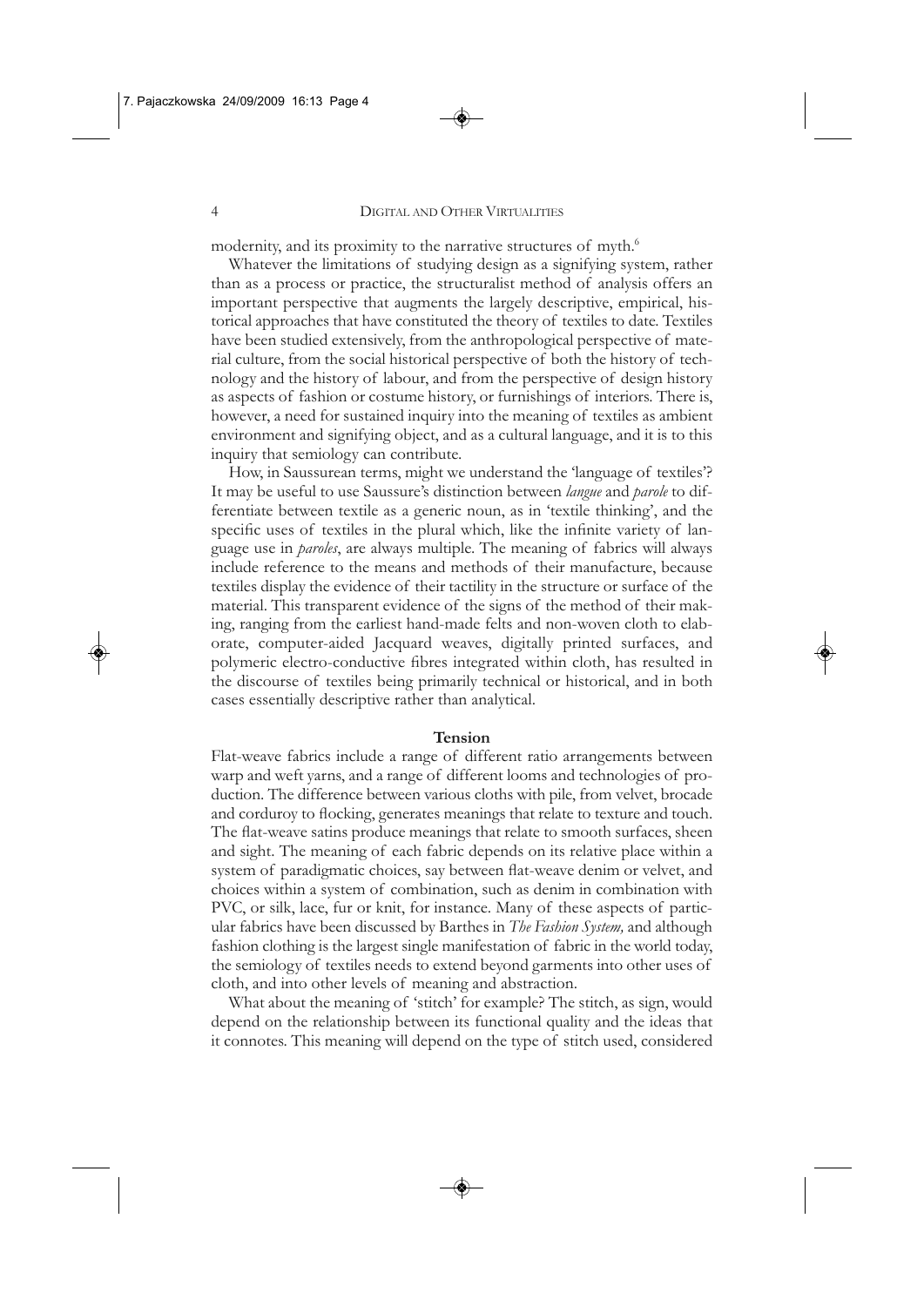modernity, and its proximity to the narrative structures of myth.[6]

Whatever the limitations of studying design as a signifying system, rather than as a process or practice, the structuralist method of analysis offers an important perspective that augments the largely descriptive, empirical, historical approaches that have constituted the theory of textiles to date. Textiles have been studied extensively, from the anthropological perspective of material culture, from the social historical perspective of both the history of technology and the history of labour, and from the perspective of design history as aspects of fashion or costume history, or furnishings of interiors. There is, however, a need for sustained inquiry into the meaning of textiles as ambient environment and signifying object, and as a cultural language, and it is to this inquiry that semiology can contribute.

How, in Saussurean terms, might we understand the 'language of textiles'? It may be useful to use Saussure's distinction between *langue* and *parole* to differentiate between textile as a generic noun, as in 'textile thinking', and the specific uses of textiles in the plural which, like the infinite variety of language use in *paroles*, are always multiple. The meaning of fabrics will always include reference to the means and methods of their manufacture, because textiles display the evidence of their tactility in the structure or surface of the material. This transparent evidence of the signs of the method of their making, ranging from the earliest hand-made felts and non-woven cloth to elaborate, computer-aided Jacquard weaves, digitally printed surfaces, and polymeric electro-conductive fibres integrated within cloth, has resulted in the discourse of textiles being primarily technical or historical, and in both cases essentially descriptive rather than analytical.

**Tension**

Flat-weave fabrics include a range of different ratio arrangements between warp and weft yarns, and a range of different looms and technologies of production. The difference between various cloths with pile, from velvet, brocade and corduroy to flocking, generates meanings that relate to texture and touch. The flat-weave satins produce meanings that relate to smooth surfaces, sheen and sight. The meaning of each fabric depends on its relative place within a system of paradigmatic choices, say between flat-weave denim or velvet, and choices within a system of combination, such as denim in combination with PVC, or silk, lace, fur or knit, for instance. Many of these aspects of particular fabrics have been discussed by Barthes in *The Fashion System,* and although fashion clothing is the largest single manifestation of fabric in the world today, the semiology of textiles needs to extend beyond garments into other uses of cloth, and into other levels of meaning and abstraction.

What about the meaning of 'stitch' for example? The stitch, as sign, would depend on the relationship between its functional quality and the ideas that it connotes. This meaning will depend on the type of stitch used, considered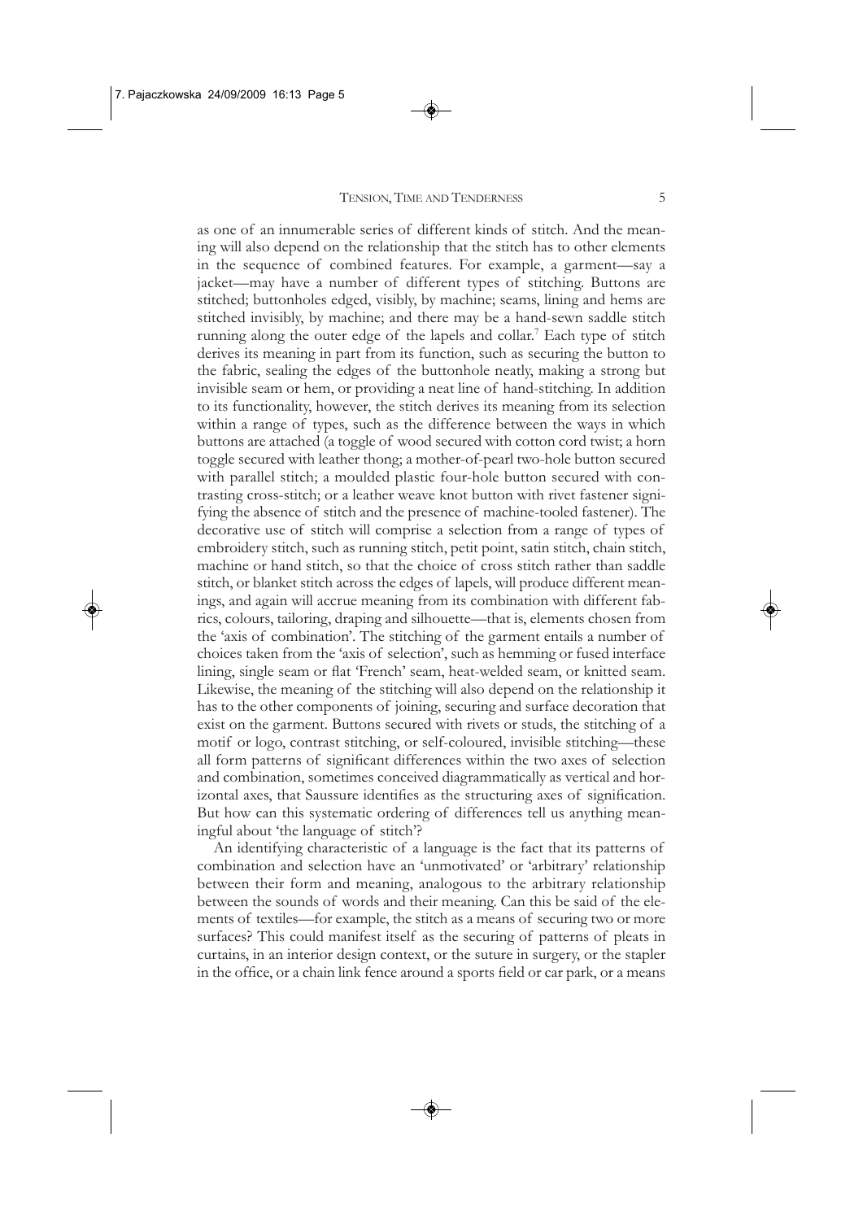as one of an innumerable series of different kinds of stitch. And the meaning will also depend on the relationship that the stitch has to other elements in the sequence of combined features. For example, a garment—say a jacket—may have a number of different types of stitching. Buttons are stitched; buttonholes edged, visibly, by machine; seams, lining and hems are stitched invisibly, by machine; and there may be a hand-sewn saddle stitch running along the outer edge of the lapels and collar.[7] Each type of stitch derives its meaning in part from its function, such as securing the button to the fabric, sealing the edges of the buttonhole neatly, making a strong but invisible seam or hem, or providing a neat line of hand-stitching. In addition to its functionality, however, the stitch derives its meaning from its selection within a range of types, such as the difference between the ways in which buttons are attached (a toggle of wood secured with cotton cord twist; a horn toggle secured with leather thong; a mother-of-pearl two-hole button secured with parallel stitch; a moulded plastic four-hole button secured with contrasting cross-stitch; or a leather weave knot button with rivet fastener signifying the absence of stitch and the presence of machine-tooled fastener). The decorative use of stitch will comprise a selection from a range of types of embroidery stitch, such as running stitch, petit point, satin stitch, chain stitch, machine or hand stitch, so that the choice of cross stitch rather than saddle stitch, or blanket stitch across the edges of lapels, will produce different meanings, and again will accrue meaning from its combination with different fabrics, colours, tailoring, draping and silhouette—that is, elements chosen from the 'axis of combination'. The stitching of the garment entails a number of choices taken from the 'axis of selection', such as hemming or fused interface lining, single seam or flat 'French' seam, heat-welded seam, or knitted seam. Likewise, the meaning of the stitching will also depend on the relationship it has to the other components of joining, securing and surface decoration that exist on the garment. Buttons secured with rivets or studs, the stitching of a motif or logo, contrast stitching, or self-coloured, invisible stitching—these all form patterns of significant differences within the two axes of selection and combination, sometimes conceived diagrammatically as vertical and horizontal axes, that Saussure identifies as the structuring axes of signification. But how can this systematic ordering of differences tell us anything meaningful about 'the language of stitch'?

An identifying characteristic of a language is the fact that its patterns of combination and selection have an 'unmotivated' or 'arbitrary' relationship between their form and meaning, analogous to the arbitrary relationship between the sounds of words and their meaning. Can this be said of the elements of textiles—for example, the stitch as a means of securing two or more surfaces? This could manifest itself as the securing of patterns of pleats in curtains, in an interior design context, or the suture in surgery, or the stapler in the office, or a chain link fence around a sports field or car park, or a means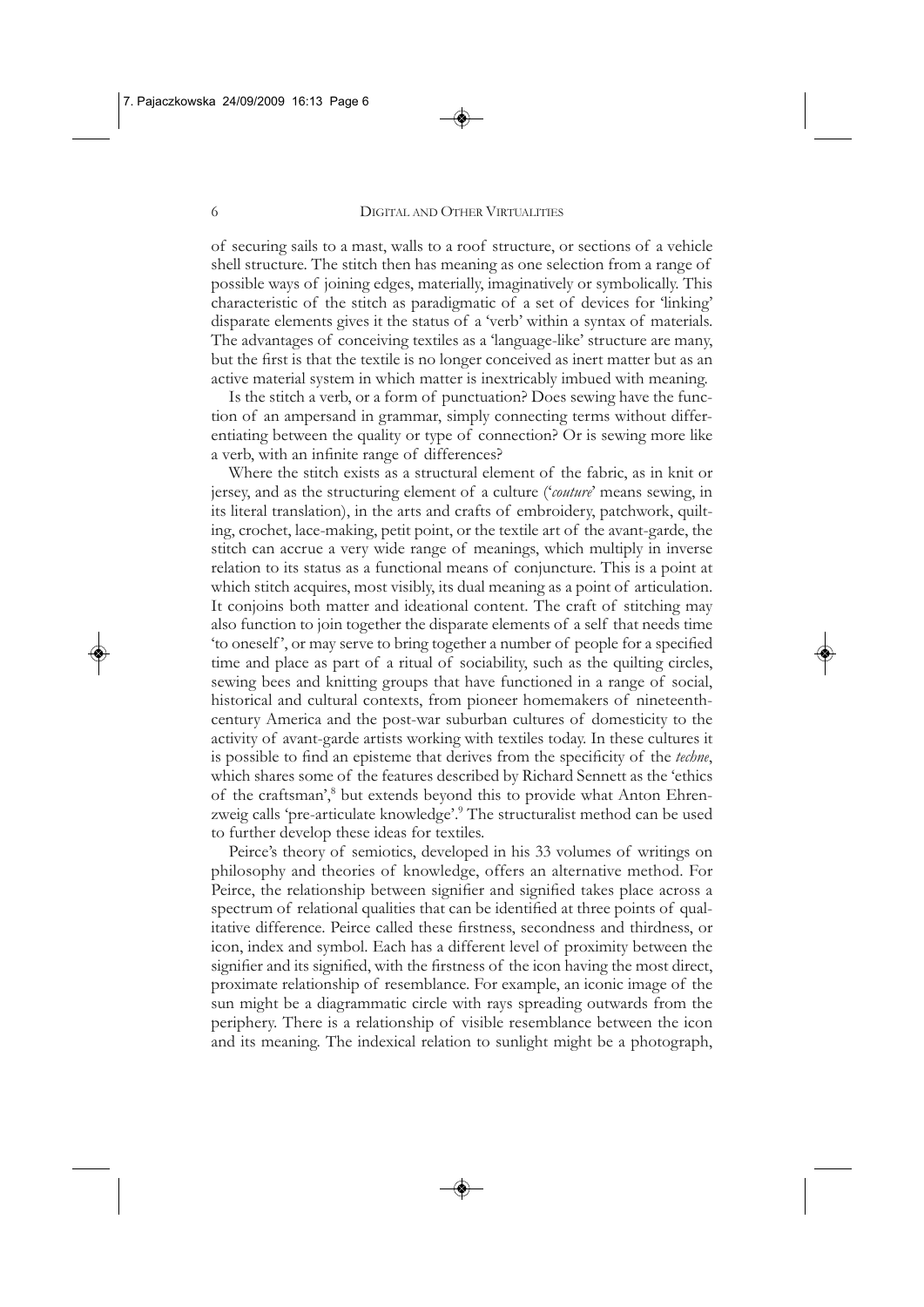of securing sails to a mast, walls to a roof structure, or sections of a vehicle shell structure. The stitch then has meaning as one selection from a range of possible ways of joining edges, materially, imaginatively or symbolically. This characteristic of the stitch as paradigmatic of a set of devices for 'linking' disparate elements gives it the status of a 'verb' within a syntax of materials. The advantages of conceiving textiles as a 'language-like' structure are many, but the first is that the textile is no longer conceived as inert matter but as an active material system in which matter is inextricably imbued with meaning.

Is the stitch a verb, or a form of punctuation? Does sewing have the function of an ampersand in grammar, simply connecting terms without differentiating between the quality or type of connection? Or is sewing more like a verb, with an infinite range of differences?

Where the stitch exists as a structural element of the fabric, as in knit or jersey, and as the structuring element of a culture ('*couture*' means sewing, in its literal translation), in the arts and crafts of embroidery, patchwork, quilting, crochet, lace-making, petit point, or the textile art of the avant-garde, the stitch can accrue a very wide range of meanings, which multiply in inverse relation to its status as a functional means of conjuncture. This is a point at which stitch acquires, most visibly, its dual meaning as a point of articulation. It conjoins both matter and ideational content. The craft of stitching may also function to join together the disparate elements of a self that needs time 'to oneself', or may serve to bring together a number of people for a specified time and place as part of a ritual of sociability, such as the quilting circles, sewing bees and knitting groups that have functioned in a range of social, historical and cultural contexts, from pioneer homemakers of nineteenth-century America and the post-war suburban cultures of domesticity to the activity of avant-garde artists working with textiles today. In these cultures it is possible to find an episteme that derives from the specificity of the *techne*, which shares some of the features described by Richard Sennett as the 'ethics of the craftsman',[8] but extends beyond this to provide what Anton Ehrenzweig calls 'pre-articulate knowledge'.[9] The structuralist method can be used to further develop these ideas for textiles.

Peirce's theory of semiotics, developed in his 33 volumes of writings on philosophy and theories of knowledge, offers an alternative method. For Peirce, the relationship between signifier and signified takes place across a spectrum of relational qualities that can be identified at three points of qualitative difference. Peirce called these firstness, secondness and thirdness, or icon, index and symbol. Each has a different level of proximity between the signifier and its signified, with the firstness of the icon having the most direct, proximate relationship of resemblance. For example, an iconic image of the sun might be a diagrammatic circle with rays spreading outwards from the periphery. There is a relationship of visible resemblance between the icon and its meaning. The indexical relation to sunlight might be a photograph,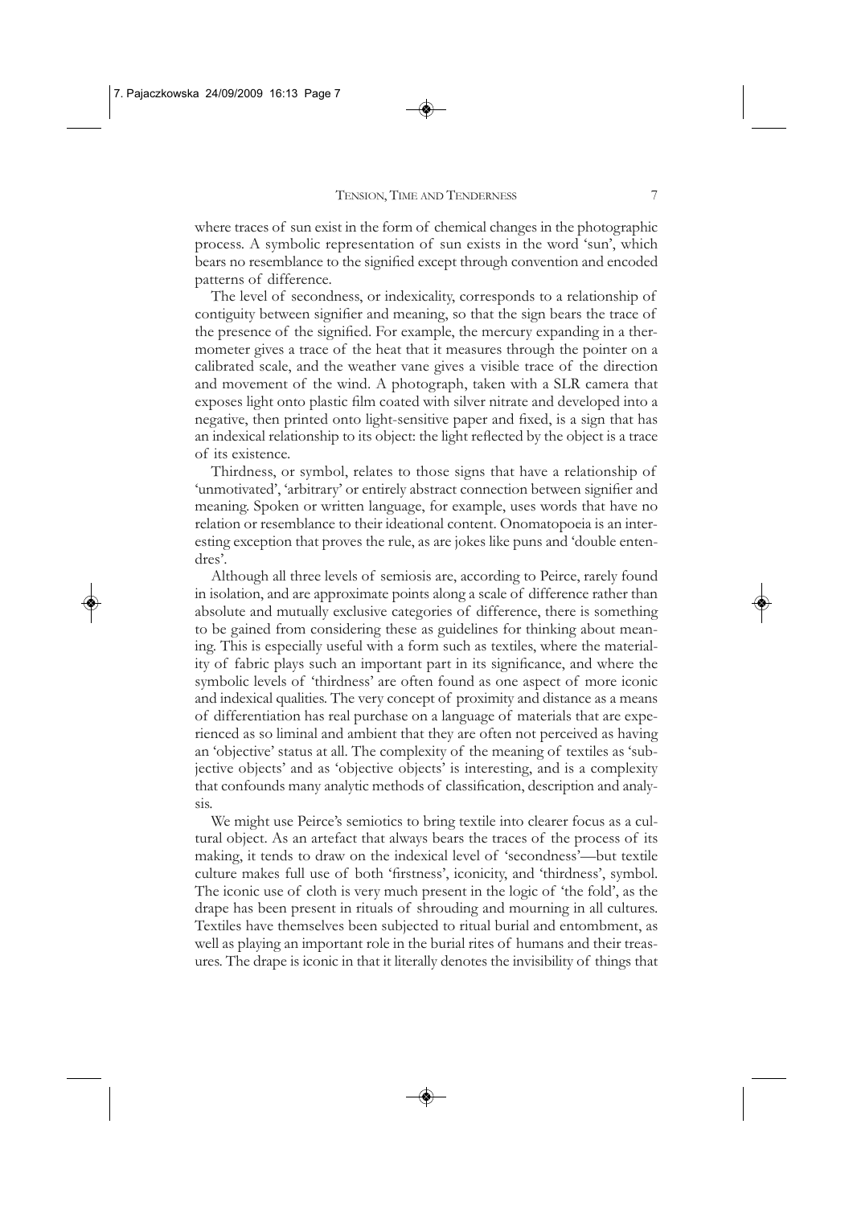where traces of sun exist in the form of chemical changes in the photographic process. A symbolic representation of sun exists in the word 'sun', which bears no resemblance to the signified except through convention and encoded patterns of difference.

The level of secondness, or indexicality, corresponds to a relationship of contiguity between signifier and meaning, so that the sign bears the trace of the presence of the signified. For example, the mercury expanding in a thermometer gives a trace of the heat that it measures through the pointer on a calibrated scale, and the weather vane gives a visible trace of the direction and movement of the wind. A photograph, taken with a SLR camera that exposes light onto plastic film coated with silver nitrate and developed into a negative, then printed onto light-sensitive paper and fixed, is a sign that has an indexical relationship to its object: the light reflected by the object is a trace of its existence.

Thirdness, or symbol, relates to those signs that have a relationship of 'unmotivated', 'arbitrary' or entirely abstract connection between signifier and meaning. Spoken or written language, for example, uses words that have no relation or resemblance to their ideational content. Onomatopoeia is an interesting exception that proves the rule, as are jokes like puns and 'double entendres'.

Although all three levels of semiosis are, according to Peirce, rarely found in isolation, and are approximate points along a scale of difference rather than absolute and mutually exclusive categories of difference, there is something to be gained from considering these as guidelines for thinking about meaning. This is especially useful with a form such as textiles, where the materiality of fabric plays such an important part in its significance, and where the symbolic levels of 'thirdness' are often found as one aspect of more iconic and indexical qualities. The very concept of proximity and distance as a means of differentiation has real purchase on a language of materials that are experienced as so liminal and ambient that they are often not perceived as having an 'objective' status at all. The complexity of the meaning of textiles as 'subjective objects' and as 'objective objects' is interesting, and is a complexity that confounds many analytic methods of classification, description and analysis.

We might use Peirce's semiotics to bring textile into clearer focus as a cultural object. As an artefact that always bears the traces of the process of its making, it tends to draw on the indexical level of 'secondness'—but textile culture makes full use of both 'firstness', iconicity, and 'thirdness', symbol. The iconic use of cloth is very much present in the logic of 'the fold', as the drape has been present in rituals of shrouding and mourning in all cultures. Textiles have themselves been subjected to ritual burial and entombment, as well as playing an important role in the burial rites of humans and their treasures. The drape is iconic in that it literally denotes the invisibility of things that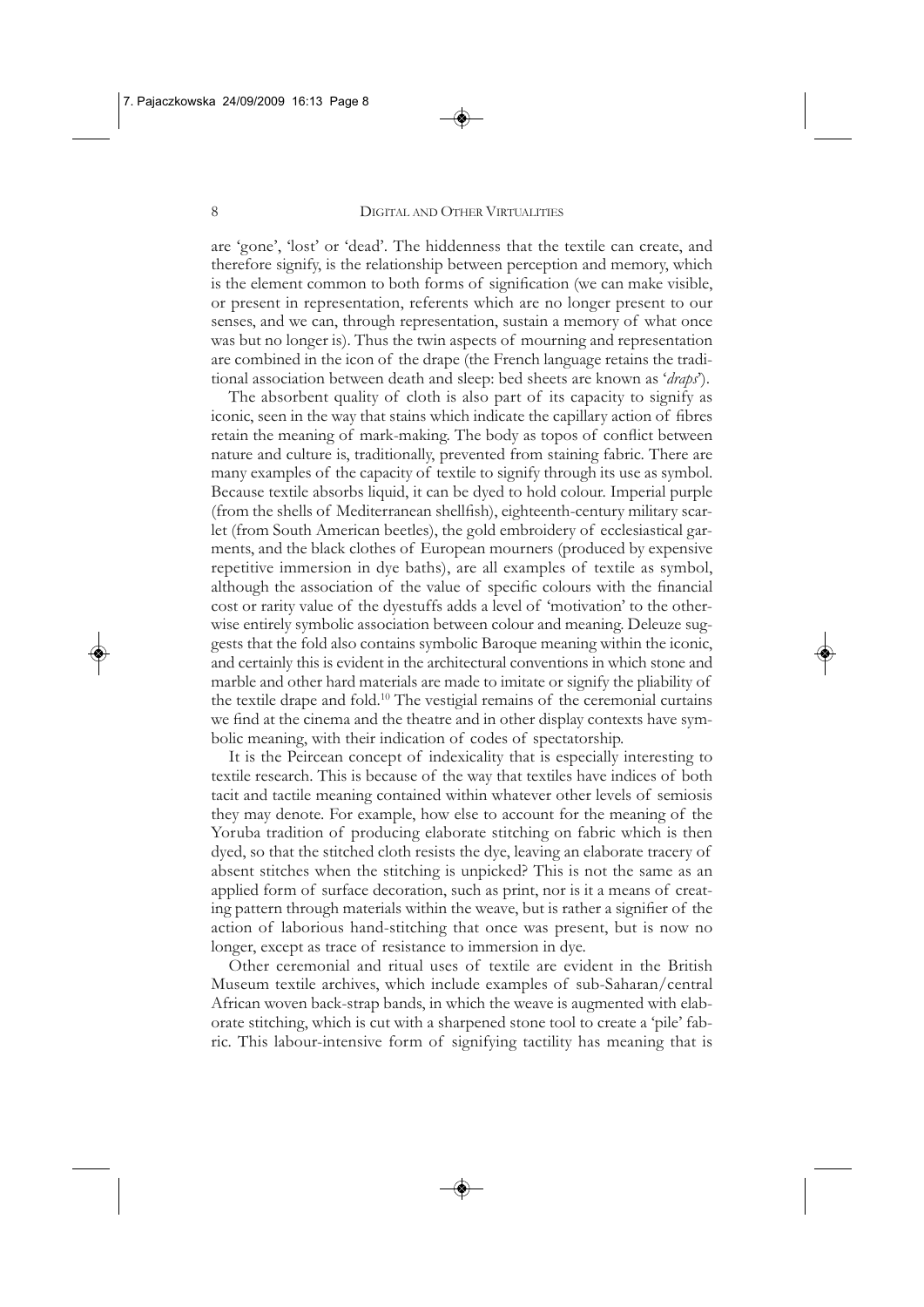are 'gone', 'lost' or 'dead'. The hiddenness that the textile can create, and therefore signify, is the relationship between perception and memory, which is the element common to both forms of signification (we can make visible, or present in representation, referents which are no longer present to our senses, and we can, through representation, sustain a memory of what once was but no longer is). Thus the twin aspects of mourning and representation are combined in the icon of the drape (the French language retains the traditional association between death and sleep: bed sheets are known as '*draps*').

The absorbent quality of cloth is also part of its capacity to signify as iconic, seen in the way that stains which indicate the capillary action of fibres retain the meaning of mark-making. The body as topos of conflict between nature and culture is, traditionally, prevented from staining fabric. There are many examples of the capacity of textile to signify through its use as symbol. Because textile absorbs liquid, it can be dyed to hold colour. Imperial purple (from the shells of Mediterranean shellfish), eighteenth-century military scarlet (from South American beetles), the gold embroidery of ecclesiastical garments, and the black clothes of European mourners (produced by expensive repetitive immersion in dye baths), are all examples of textile as symbol, although the association of the value of specific colours with the financial cost or rarity value of the dyestuffs adds a level of 'motivation' to the otherwise entirely symbolic association between colour and meaning. Deleuze suggests that the fold also contains symbolic Baroque meaning within the iconic, and certainly this is evident in the architectural conventions in which stone and marble and other hard materials are made to imitate or signify the pliability of the textile drape and fold.[10] The vestigial remains of the ceremonial curtains we find at the cinema and the theatre and in other display contexts have symbolic meaning, with their indication of codes of spectatorship.

It is the Peircean concept of indexicality that is especially interesting to textile research. This is because of the way that textiles have indices of both tacit and tactile meaning contained within whatever other levels of semiosis they may denote. For example, how else to account for the meaning of the Yoruba tradition of producing elaborate stitching on fabric which is then dyed, so that the stitched cloth resists the dye, leaving an elaborate tracery of absent stitches when the stitching is unpicked? This is not the same as an applied form of surface decoration, such as print, nor is it a means of creating pattern through materials within the weave, but is rather a signifier of the action of laborious hand-stitching that once was present, but is now no longer, except as trace of resistance to immersion in dye.

Other ceremonial and ritual uses of textile are evident in the British Museum textile archives, which include examples of sub-Saharan/central African woven back-strap bands, in which the weave is augmented with elaborate stitching, which is cut with a sharpened stone tool to create a 'pile' fabric. This labour-intensive form of signifying tactility has meaning that is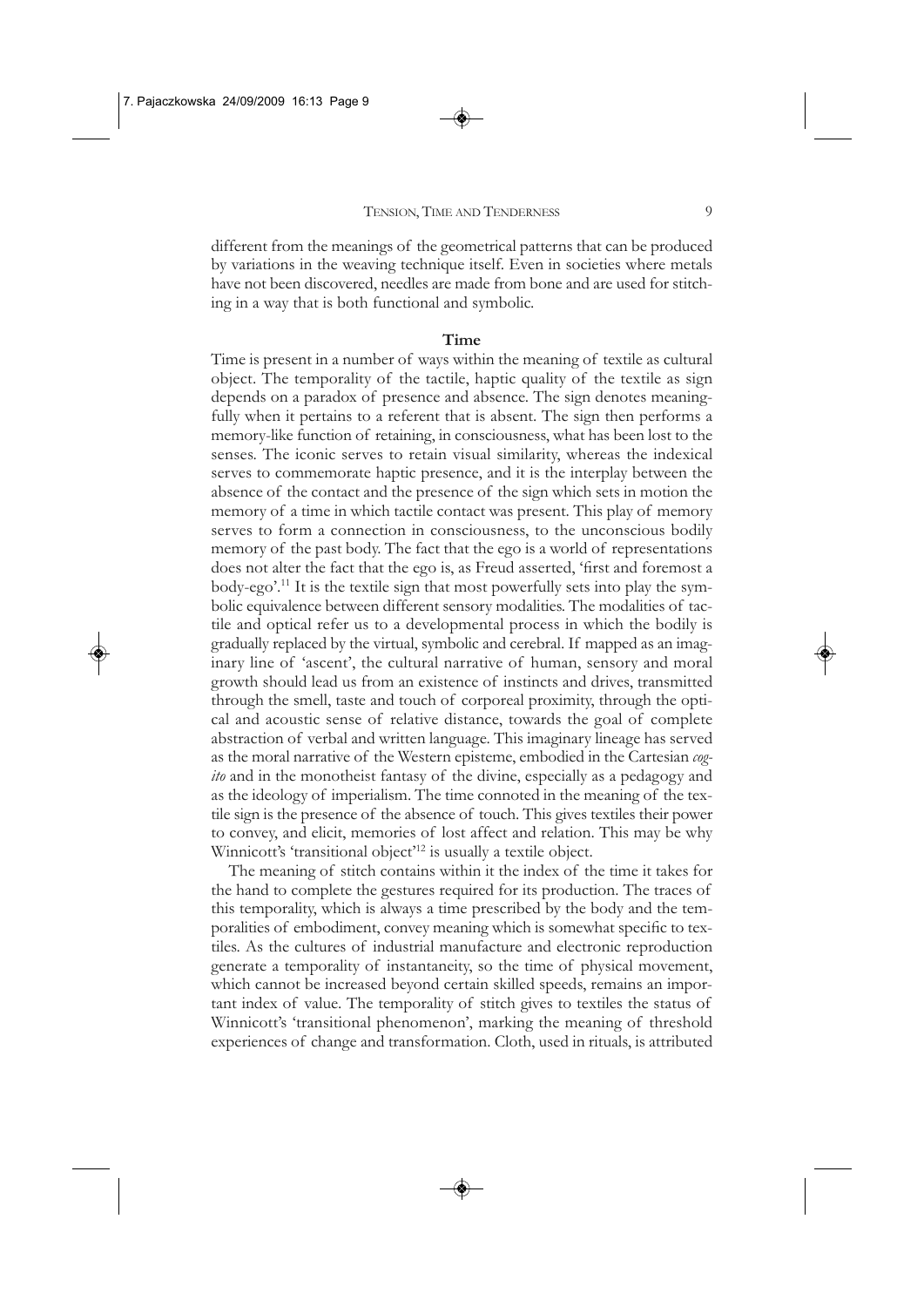different from the meanings of the geometrical patterns that can be produced by variations in the weaving technique itself. Even in societies where metals have not been discovered, needles are made from bone and are used for stitching in a way that is both functional and symbolic.

### Time

Time is present in a number of ways within the meaning of textile as cultural object. The temporality of the tactile, haptic quality of the textile as sign depends on a paradox of presence and absence. The sign denotes meaningfully when it pertains to a referent that is absent. The sign then performs a memory-like function of retaining, in consciousness, what has been lost to the senses. The iconic serves to retain visual similarity, whereas the indexical serves to commemorate haptic presence, and it is the interplay between the absence of the contact and the presence of the sign which sets in motion the memory of a time in which tactile contact was present. This play of memory serves to form a connection in consciousness, to the unconscious bodily memory of the past body. The fact that the ego is a world of representations does not alter the fact that the ego is, as Freud asserted, 'first and foremost a body-ego'.[11] It is the textile sign that most powerfully sets into play the symbolic equivalence between different sensory modalities. The modalities of tactile and optical refer us to a developmental process in which the bodily is gradually replaced by the virtual, symbolic and cerebral. If mapped as an imaginary line of 'ascent', the cultural narrative of human, sensory and moral growth should lead us from an existence of instincts and drives, transmitted through the smell, taste and touch of corporeal proximity, through the optical and acoustic sense of relative distance, towards the goal of complete abstraction of verbal and written language. This imaginary lineage has served as the moral narrative of the Western episteme, embodied in the Cartesian *cogito* and in the monotheist fantasy of the divine, especially as a pedagogy and as the ideology of imperialism. The time connoted in the meaning of the textile sign is the presence of the absence of touch. This gives textiles their power to convey, and elicit, memories of lost affect and relation. This may be why Winnicott's 'transitional object'[12] is usually a textile object.

The meaning of stitch contains within it the index of the time it takes for the hand to complete the gestures required for its production. The traces of this temporality, which is always a time prescribed by the body and the temporalities of embodiment, convey meaning which is somewhat specific to textiles. As the cultures of industrial manufacture and electronic reproduction generate a temporality of instantaneity, so the time of physical movement, which cannot be increased beyond certain skilled speeds, remains an important index of value. The temporality of stitch gives to textiles the status of Winnicott's 'transitional phenomenon', marking the meaning of threshold experiences of change and transformation. Cloth, used in rituals, is attributed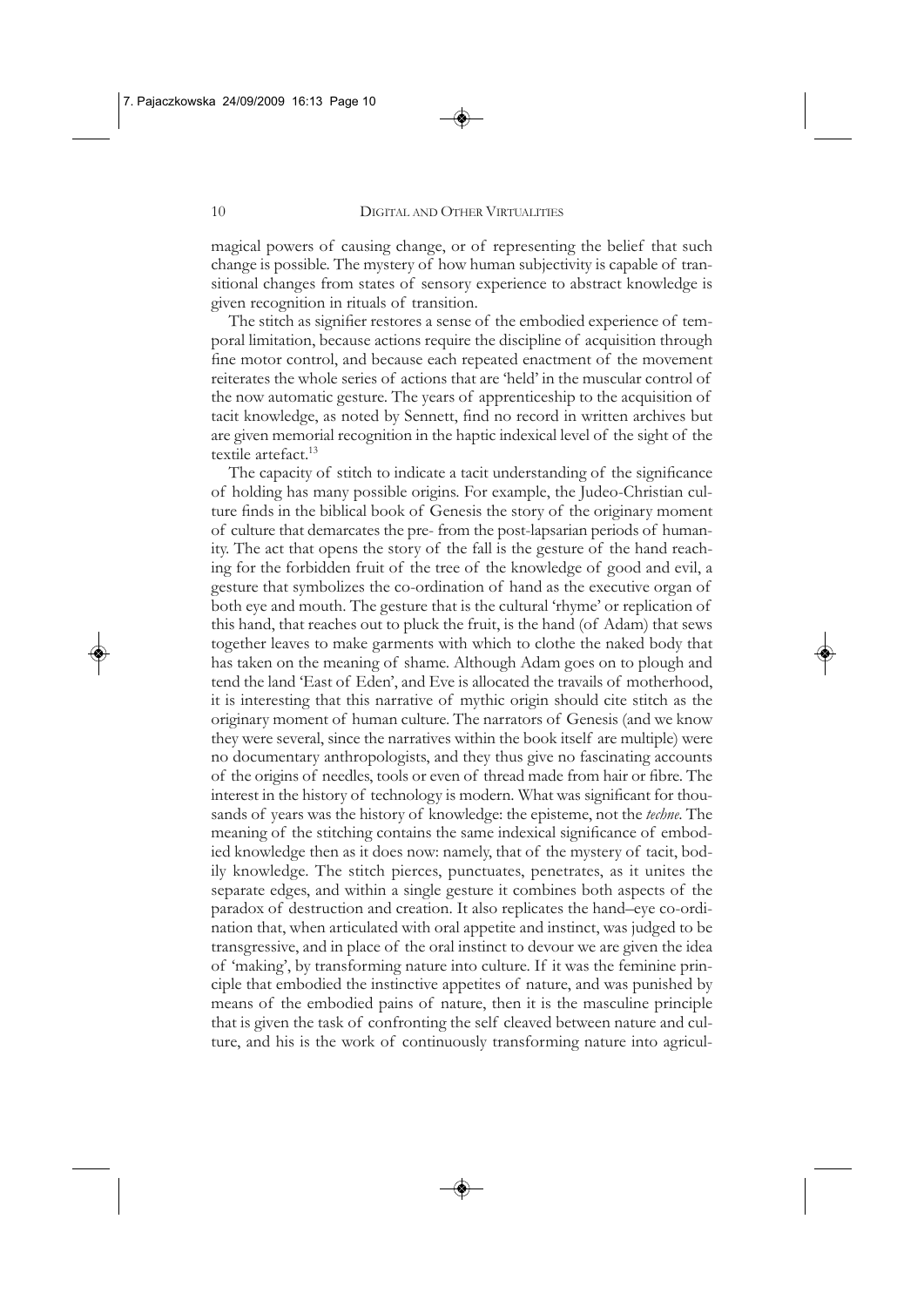magical powers of causing change, or of representing the belief that such change is possible. The mystery of how human subjectivity is capable of transitional changes from states of sensory experience to abstract knowledge is given recognition in rituals of transition.

The stitch as signifier restores a sense of the embodied experience of temporal limitation, because actions require the discipline of acquisition through fine motor control, and because each repeated enactment of the movement reiterates the whole series of actions that are 'held' in the muscular control of the now automatic gesture. The years of apprenticeship to the acquisition of tacit knowledge, as noted by Sennett, find no record in written archives but are given memorial recognition in the haptic indexical level of the sight of the textile artefact.[13]

The capacity of stitch to indicate a tacit understanding of the significance of holding has many possible origins. For example, the Judeo-Christian culture finds in the biblical book of Genesis the story of the originary moment of culture that demarcates the pre- from the post-lapsarian periods of humanity. The act that opens the story of the fall is the gesture of the hand reaching for the forbidden fruit of the tree of the knowledge of good and evil, a gesture that symbolizes the co-ordination of hand as the executive organ of both eye and mouth. The gesture that is the cultural 'rhyme' or replication of this hand, that reaches out to pluck the fruit, is the hand (of Adam) that sews together leaves to make garments with which to clothe the naked body that has taken on the meaning of shame. Although Adam goes on to plough and tend the land 'East of Eden', and Eve is allocated the travails of motherhood, it is interesting that this narrative of mythic origin should cite stitch as the originary moment of human culture. The narrators of Genesis (and we know they were several, since the narratives within the book itself are multiple) were no documentary anthropologists, and they thus give no fascinating accounts of the origins of needles, tools or even of thread made from hair or fibre. The interest in the history of technology is modern. What was significant for thousands of years was the history of knowledge: the episteme, not the *techne*. The meaning of the stitching contains the same indexical significance of embodied knowledge then as it does now: namely, that of the mystery of tacit, bodily knowledge. The stitch pierces, punctuates, penetrates, as it unites the separate edges, and within a single gesture it combines both aspects of the paradox of destruction and creation. It also replicates the hand–eye co-ordination that, when articulated with oral appetite and instinct, was judged to be transgressive, and in place of the oral instinct to devour we are given the idea of 'making', by transforming nature into culture. If it was the feminine principle that embodied the instinctive appetites of nature, and was punished by means of the embodied pains of nature, then it is the masculine principle that is given the task of confronting the self cleaved between nature and culture, and his is the work of continuously transforming nature into agricul-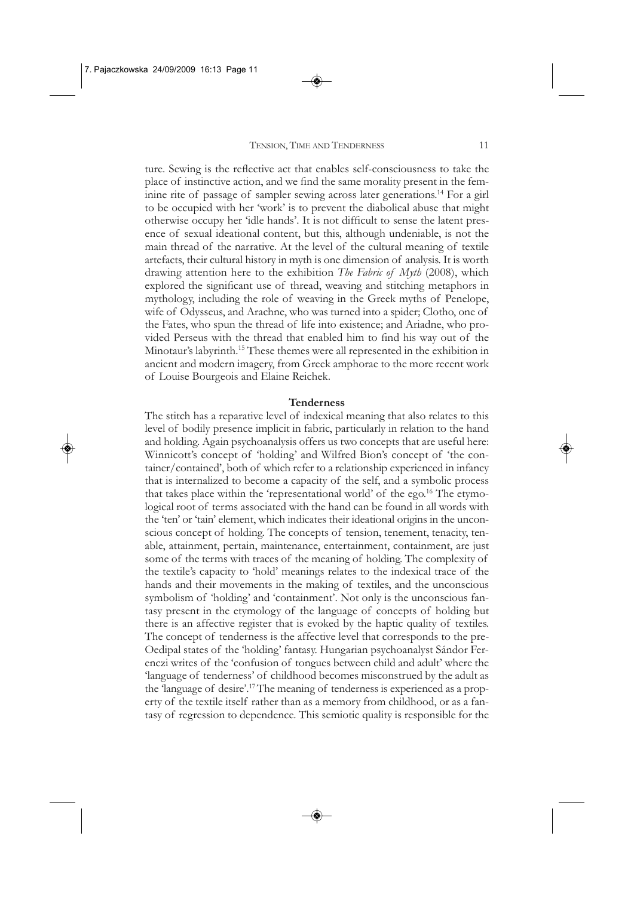ture. Sewing is the reflective act that enables self-consciousness to take the place of instinctive action, and we find the same morality present in the feminine rite of passage of sampler sewing across later generations.[14] For a girl to be occupied with her 'work' is to prevent the diabolical abuse that might otherwise occupy her 'idle hands'. It is not difficult to sense the latent presence of sexual ideational content, but this, although undeniable, is not the main thread of the narrative. At the level of the cultural meaning of textile artefacts, their cultural history in myth is one dimension of analysis. It is worth drawing attention here to the exhibition *The Fabric of Myth* (2008), which explored the significant use of thread, weaving and stitching metaphors in mythology, including the role of weaving in the Greek myths of Penelope, wife of Odysseus, and Arachne, who was turned into a spider; Clotho, one of the Fates, who spun the thread of life into existence; and Ariadne, who provided Perseus with the thread that enabled him to find his way out of the Minotaur's labyrinth.[15] These themes were all represented in the exhibition in ancient and modern imagery, from Greek amphorae to the more recent work of Louise Bourgeois and Elaine Reichek.

## Tenderness

The stitch has a reparative level of indexical meaning that also relates to this level of bodily presence implicit in fabric, particularly in relation to the hand and holding. Again psychoanalysis offers us two concepts that are useful here: Winnicott's concept of 'holding' and Wilfred Bion's concept of 'the container/contained', both of which refer to a relationship experienced in infancy that is internalized to become a capacity of the self, and a symbolic process that takes place within the 'representational world' of the ego.[16] The etymological root of terms associated with the hand can be found in all words with the 'ten' or 'tain' element, which indicates their ideational origins in the unconscious concept of holding. The concepts of tension, tenement, tenacity, tenable, attainment, pertain, maintenance, entertainment, containment, are just some of the terms with traces of the meaning of holding. The complexity of the textile's capacity to 'hold' meanings relates to the indexical trace of the hands and their movements in the making of textiles, and the unconscious symbolism of 'holding' and 'containment'. Not only is the unconscious fantasy present in the etymology of the language of concepts of holding but there is an affective register that is evoked by the haptic quality of textiles. The concept of tenderness is the affective level that corresponds to the pre-Oedipal states of the 'holding' fantasy. Hungarian psychoanalyst Sándor Ferenczi writes of the 'confusion of tongues between child and adult' where the 'language of tenderness' of childhood becomes misconstrued by the adult as the 'language of desire'.[17] The meaning of tenderness is experienced as a property of the textile itself rather than as a memory from childhood, or as a fantasy of regression to dependence. This semiotic quality is responsible for the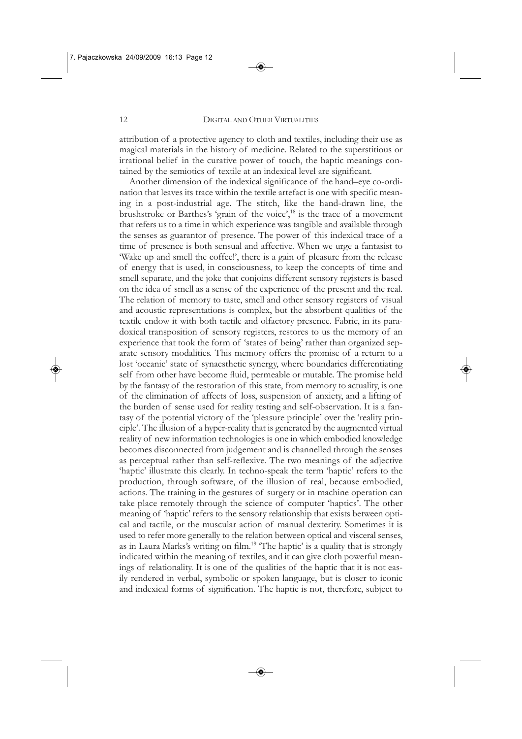attribution of a protective agency to cloth and textiles, including their use as magical materials in the history of medicine. Related to the superstitious or irrational belief in the curative power of touch, the haptic meanings contained by the semiotics of textile at an indexical level are significant.

Another dimension of the indexical significance of the hand–eye co-ordination that leaves its trace within the textile artefact is one with specific meaning in a post-industrial age. The stitch, like the hand-drawn line, the brushstroke or Barthes's 'grain of the voice',[18] is the trace of a movement that refers us to a time in which experience was tangible and available through the senses as guarantor of presence. The power of this indexical trace of a time of presence is both sensual and affective. When we urge a fantasist to 'Wake up and smell the coffee!', there is a gain of pleasure from the release of energy that is used, in consciousness, to keep the concepts of time and smell separate, and the joke that conjoins different sensory registers is based on the idea of smell as a sense of the experience of the present and the real. The relation of memory to taste, smell and other sensory registers of visual and acoustic representations is complex, but the absorbent qualities of the textile endow it with both tactile and olfactory presence. Fabric, in its paradoxical transposition of sensory registers, restores to us the memory of an experience that took the form of 'states of being' rather than organized separate sensory modalities. This memory offers the promise of a return to a lost 'oceanic' state of synaesthetic synergy, where boundaries differentiating self from other have become fluid, permeable or mutable. The promise held by the fantasy of the restoration of this state, from memory to actuality, is one of the elimination of affects of loss, suspension of anxiety, and a lifting of the burden of sense used for reality testing and self-observation. It is a fantasy of the potential victory of the 'pleasure principle' over the 'reality principle'. The illusion of a hyper-reality that is generated by the augmented virtual reality of new information technologies is one in which embodied knowledge becomes disconnected from judgement and is channelled through the senses as perceptual rather than self-reflexive. The two meanings of the adjective 'haptic' illustrate this clearly. In techno-speak the term 'haptic' refers to the production, through software, of the illusion of real, because embodied, actions. The training in the gestures of surgery or in machine operation can take place remotely through the science of computer 'haptics'. The other meaning of 'haptic' refers to the sensory relationship that exists between optical and tactile, or the muscular action of manual dexterity. Sometimes it is used to refer more generally to the relation between optical and visceral senses, as in Laura Marks's writing on film.[19] 'The haptic' is a quality that is strongly indicated within the meaning of textiles, and it can give cloth powerful meanings of relationality. It is one of the qualities of the haptic that it is not easily rendered in verbal, symbolic or spoken language, but is closer to iconic and indexical forms of signification. The haptic is not, therefore, subject to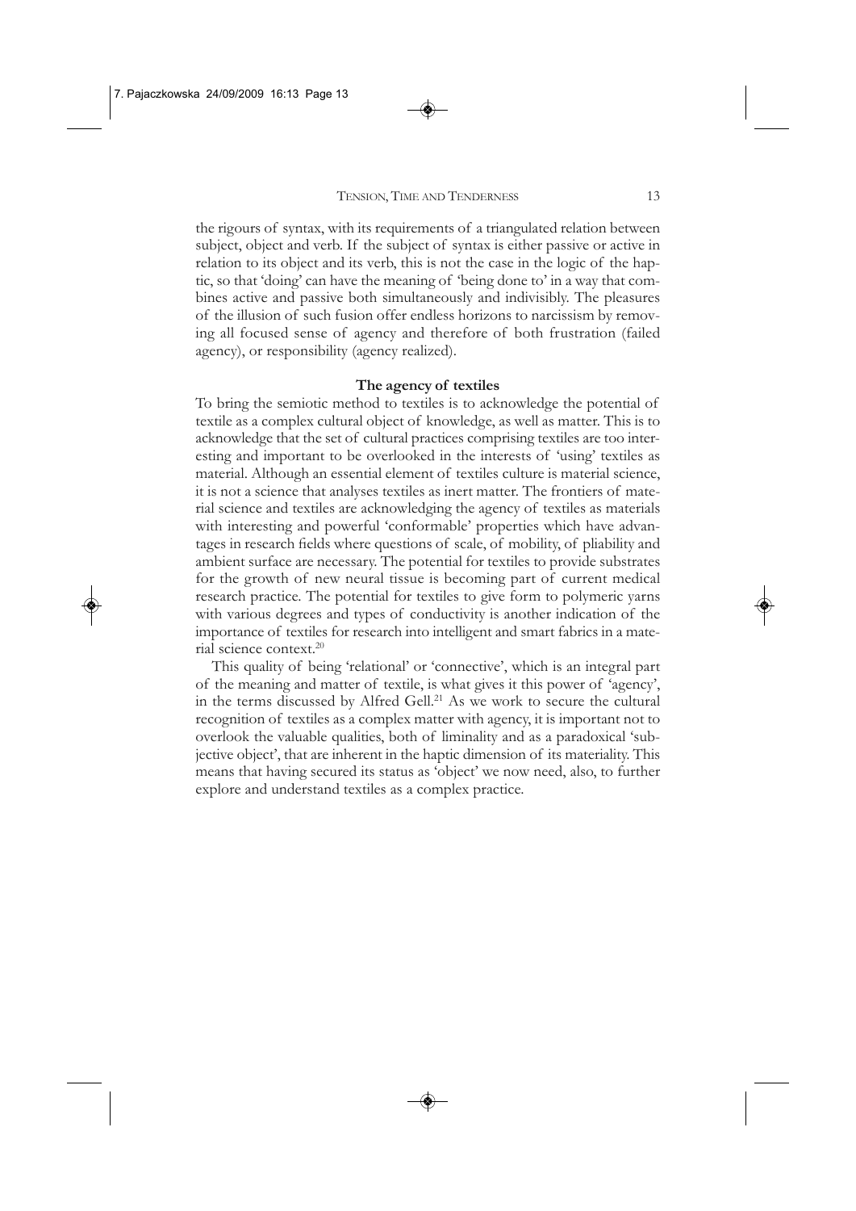the rigours of syntax, with its requirements of a triangulated relation between subject, object and verb. If the subject of syntax is either passive or active in relation to its object and its verb, this is not the case in the logic of the haptic, so that 'doing' can have the meaning of 'being done to' in a way that combines active and passive both simultaneously and indivisibly. The pleasures of the illusion of such fusion offer endless horizons to narcissism by removing all focused sense of agency and therefore of both frustration (failed agency), or responsibility (agency realized).

### The agency of textiles

To bring the semiotic method to textiles is to acknowledge the potential of textile as a complex cultural object of knowledge, as well as matter. This is to acknowledge that the set of cultural practices comprising textiles are too interesting and important to be overlooked in the interests of 'using' textiles as material. Although an essential element of textiles culture is material science, it is not a science that analyses textiles as inert matter. The frontiers of material science and textiles are acknowledging the agency of textiles as materials with interesting and powerful 'conformable' properties which have advantages in research fields where questions of scale, of mobility, of pliability and ambient surface are necessary. The potential for textiles to provide substrates for the growth of new neural tissue is becoming part of current medical research practice. The potential for textiles to give form to polymeric yarns with various degrees and types of conductivity is another indication of the importance of textiles for research into intelligent and smart fabrics in a material science context.[20]

This quality of being 'relational' or 'connective', which is an integral part of the meaning and matter of textile, is what gives it this power of 'agency', in the terms discussed by Alfred Gell.[21] As we work to secure the cultural recognition of textiles as a complex matter with agency, it is important not to overlook the valuable qualities, both of liminality and as a paradoxical 'subjective object', that are inherent in the haptic dimension of its materiality. This means that having secured its status as 'object' we now need, also, to further explore and understand textiles as a complex practice.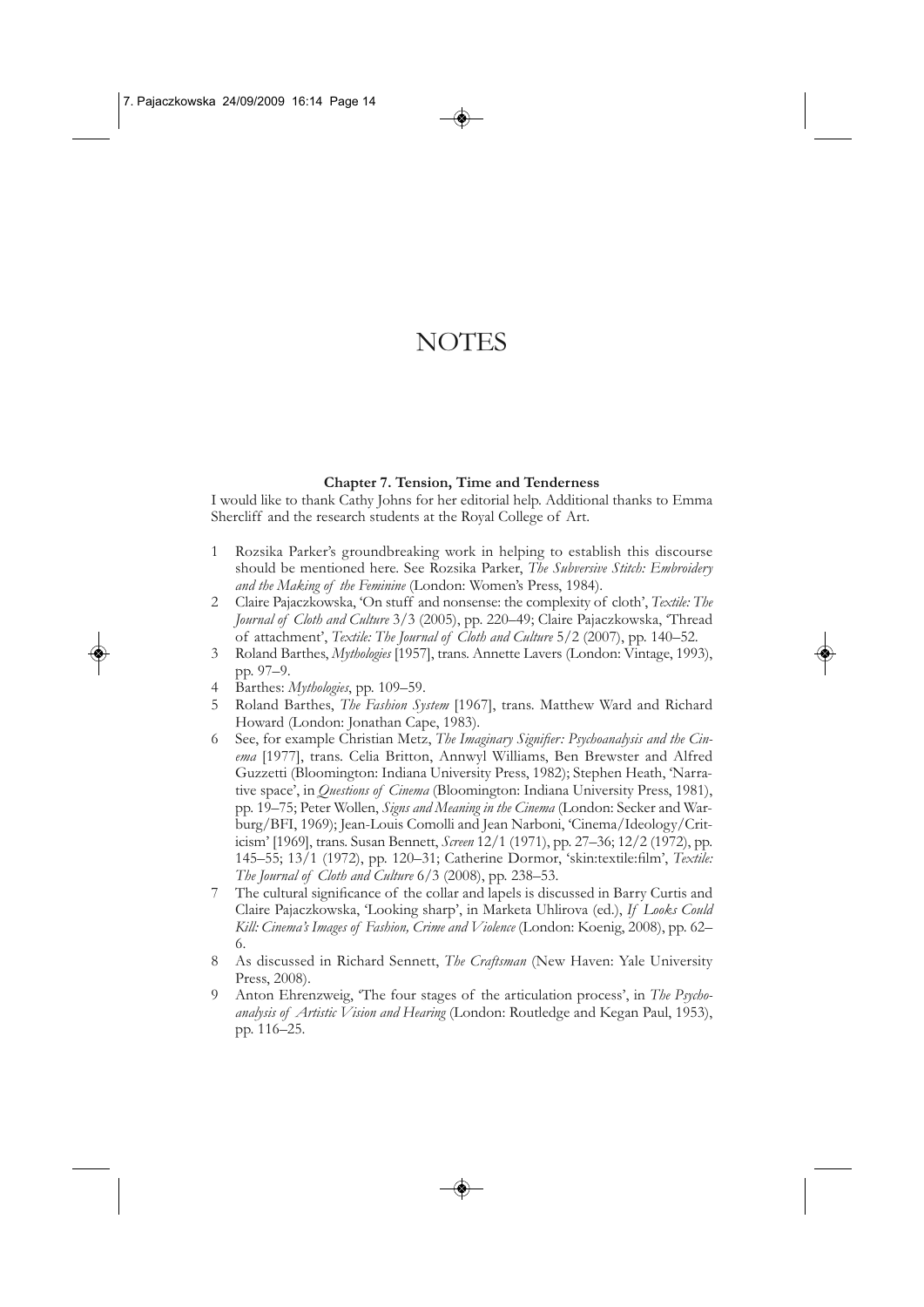# NOTES

### Chapter 7. Tension, Time and Tenderness

I would like to thank Cathy Johns for her editorial help. Additional thanks to Emma Shercliff and the research students at the Royal College of Art.

1. Rozsika Parker's groundbreaking work in helping to establish this discourse should be mentioned here. See Rozsika Parker, *The Subversive Stitch: Embroidery and the Making of the Feminine* (London: Women's Press, 1984).
2. Claire Pajaczkowska, 'On stuff and nonsense: the complexity of cloth', *Textile: The Journal of Cloth and Culture* 3/3 (2005), pp. 220–49; Claire Pajaczkowska, 'Thread of attachment', *Textile: The Journal of Cloth and Culture* 5/2 (2007), pp. 140–52.
3. Roland Barthes, *Mythologies* [1957], trans. Annette Lavers (London: Vintage, 1993), pp. 97–9.
4. Barthes: *Mythologies*, pp. 109–59.
5. Roland Barthes, *The Fashion System* [1967], trans. Matthew Ward and Richard Howard (London: Jonathan Cape, 1983).
6. See, for example Christian Metz, *The Imaginary Signifier: Psychoanalysis and the Cinema* [1977], trans. Celia Britton, Annwyl Williams, Ben Brewster and Alfred Guzzetti (Bloomington: Indiana University Press, 1982); Stephen Heath, 'Narrative space', in *Questions of Cinema* (Bloomington: Indiana University Press, 1981), pp. 19–75; Peter Wollen, *Signs and Meaning in the Cinema* (London: Secker and Warburg/BFI, 1969); Jean-Louis Comolli and Jean Narboni, 'Cinema/Ideology/Criticism' [1969], trans. Susan Bennett, *Screen* 12/1 (1971), pp. 27–36; 12/2 (1972), pp. 145–55; 13/1 (1972), pp. 120–31; Catherine Dormor, 'skin:textile:film', *Textile: The Journal of Cloth and Culture* 6/3 (2008), pp. 238–53.
7. The cultural significance of the collar and lapels is discussed in Barry Curtis and Claire Pajaczkowska, 'Looking sharp', in Marketa Uhlirova (ed.), *If Looks Could Kill: Cinema's Images of Fashion, Crime and Violence* (London: Koenig, 2008), pp. 62–6.
8. As discussed in Richard Sennett, *The Craftsman* (New Haven: Yale University Press, 2008).
9. Anton Ehrenzweig, 'The four stages of the articulation process', in *The Psychoanalysis of Artistic Vision and Hearing* (London: Routledge and Kegan Paul, 1953), pp. 116–25.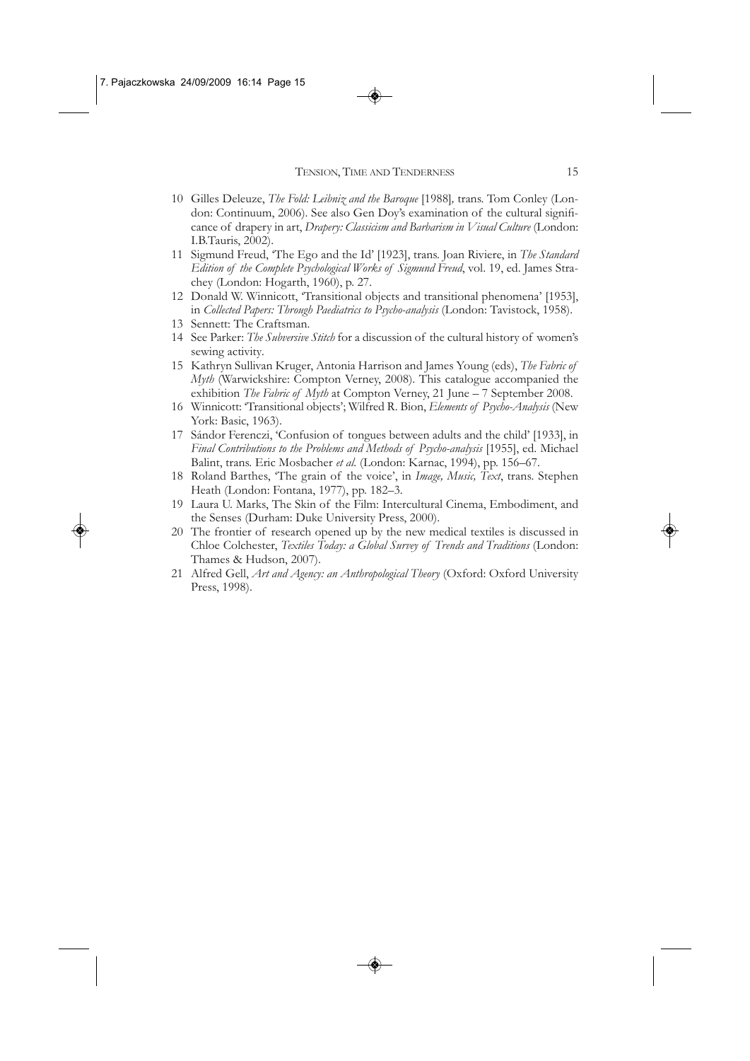10 Gilles Deleuze, *The Fold: Leibniz and the Baroque* [1988], trans. Tom Conley (London: Continuum, 2006). See also Gen Doy's examination of the cultural significance of drapery in art, *Drapery: Classicism and Barbarism in Visual Culture* (London: I.B.Tauris, 2002).

11 Sigmund Freud, 'The Ego and the Id' [1923], trans. Joan Riviere, in *The Standard Edition of the Complete Psychological Works of Sigmund Freud*, vol. 19, ed. James Strachey (London: Hogarth, 1960), p. 27.

12 Donald W. Winnicott, 'Transitional objects and transitional phenomena' [1953], in *Collected Papers: Through Paediatrics to Psycho-analysis* (London: Tavistock, 1958).

13 Sennett: The Craftsman.

14 See Parker: *The Subversive Stitch* for a discussion of the cultural history of women's sewing activity.

15 Kathryn Sullivan Kruger, Antonia Harrison and James Young (eds), *The Fabric of Myth* (Warwickshire: Compton Verney, 2008). This catalogue accompanied the exhibition *The Fabric of Myth* at Compton Verney, 21 June – 7 September 2008.

16 Winnicott: 'Transitional objects'; Wilfred R. Bion, *Elements of Psycho-Analysis* (New York: Basic, 1963).

17 Sándor Ferenczi, 'Confusion of tongues between adults and the child' [1933], in *Final Contributions to the Problems and Methods of Psycho-analysis* [1955], ed. Michael Balint, trans. Eric Mosbacher *et al.* (London: Karnac, 1994), pp. 156–67.

18 Roland Barthes, 'The grain of the voice', in *Image, Music, Text*, trans. Stephen Heath (London: Fontana, 1977), pp. 182–3.

19 Laura U. Marks, The Skin of the Film: Intercultural Cinema, Embodiment, and the Senses (Durham: Duke University Press, 2000).

20 The frontier of research opened up by the new medical textiles is discussed in Chloe Colchester, *Textiles Today: a Global Survey of Trends and Traditions* (London: Thames & Hudson, 2007).

21 Alfred Gell, *Art and Agency: an Anthropological Theory* (Oxford: Oxford University Press, 1998).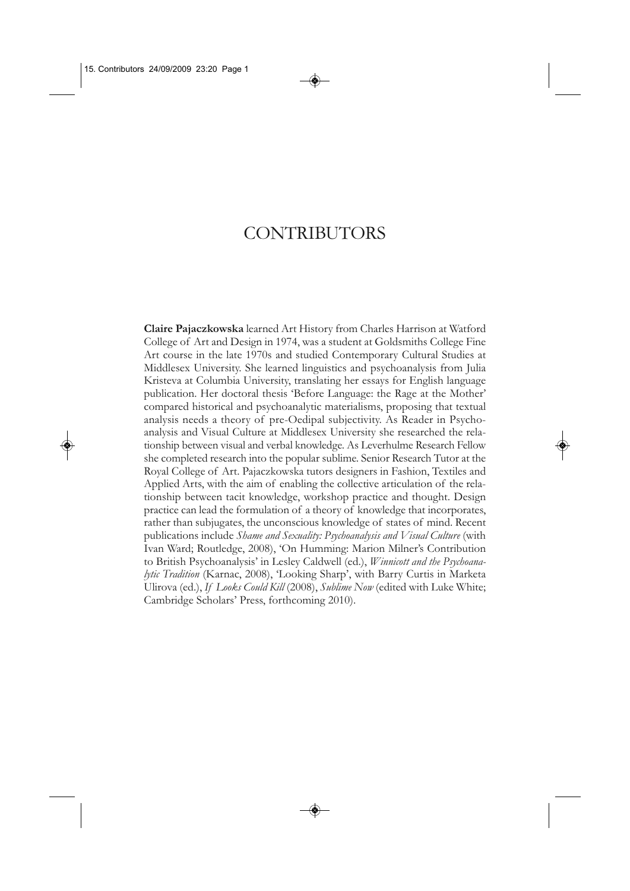# CONTRIBUTORS

**Claire Pajaczkowska** learned Art History from Charles Harrison at Watford College of Art and Design in 1974, was a student at Goldsmiths College Fine Art course in the late 1970s and studied Contemporary Cultural Studies at Middlesex University. She learned linguistics and psychoanalysis from Julia Kristeva at Columbia University, translating her essays for English language publication. Her doctoral thesis 'Before Language: the Rage at the Mother' compared historical and psychoanalytic materialisms, proposing that textual analysis needs a theory of pre-Oedipal subjectivity. As Reader in Psychoanalysis and Visual Culture at Middlesex University she researched the relationship between visual and verbal knowledge. As Leverhulme Research Fellow she completed research into the popular sublime. Senior Research Tutor at the Royal College of Art. Pajaczkowska tutors designers in Fashion, Textiles and Applied Arts, with the aim of enabling the collective articulation of the relationship between tacit knowledge, workshop practice and thought. Design practice can lead the formulation of a theory of knowledge that incorporates, rather than subjugates, the unconscious knowledge of states of mind. Recent publications include *Shame and Sexuality: Psychoanalysis and Visual Culture* (with Ivan Ward; Routledge, 2008), 'On Humming: Marion Milner's Contribution to British Psychoanalysis' in Lesley Caldwell (ed.), *Winnicott and the Psychoanalytic Tradition* (Karnac, 2008), 'Looking Sharp', with Barry Curtis in Marketa Ulirova (ed.), *If Looks Could Kill* (2008), *Sublime Now* (edited with Luke White; Cambridge Scholars' Press, forthcoming 2010).